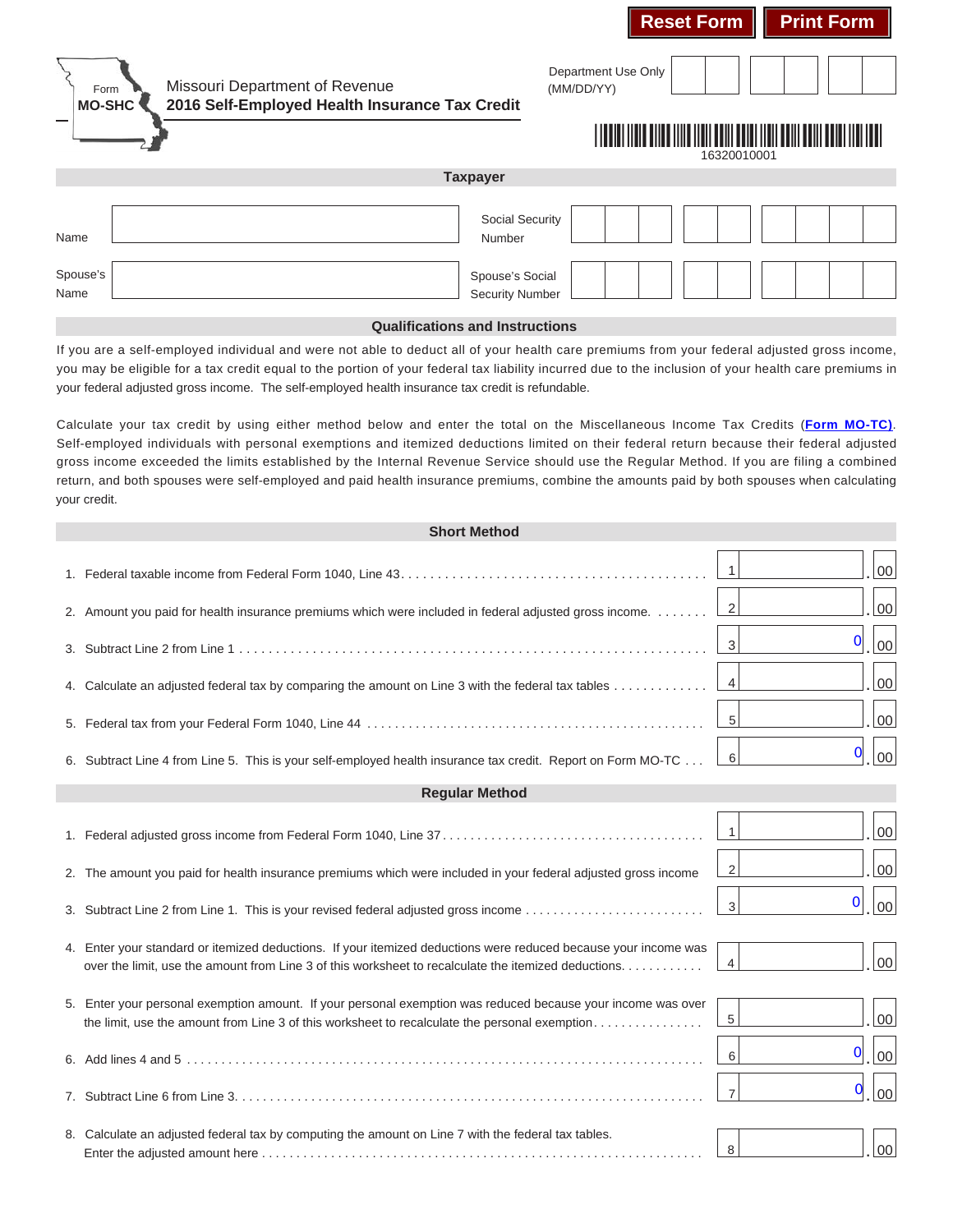Reset Form | Print Form

Form **MO-SHC**

Missouri Department of Revenue
**2016 Self-Employed Health Insurance Tax Credit**

Department Use Only (MM/DD/YY)

16320010001

## Taxpayer

| | | | |
|---|---|---|---|
| Name | | Social Security Number | |
| Spouse's Name | | Spouse's Social Security Number | |

## Qualifications and Instructions

If you are a self-employed individual and were not able to deduct all of your health care premiums from your federal adjusted gross income, you may be eligible for a tax credit equal to the portion of your federal tax liability incurred due to the inclusion of your health care premiums in your federal adjusted gross income. The self-employed health insurance tax credit is refundable.

Calculate your tax credit by using either method below and enter the total on the Miscellaneous Income Tax Credits (**Form MO-TC**). Self-employed individuals with personal exemptions and itemized deductions limited on their federal return because their federal adjusted gross income exceeded the limits established by the Internal Revenue Service should use the Regular Method. If you are filing a combined return, and both spouses were self-employed and paid health insurance premiums, combine the amounts paid by both spouses when calculating your credit.

## Short Method

| | Line | Amount |
|---|---|---|
| 1. Federal taxable income from Federal Form 1040, Line 43 | 1 | .00 |
| 2. Amount you paid for health insurance premiums which were included in federal adjusted gross income. | 2 | .00 |
| 3. Subtract Line 2 from Line 1 | 3 | 0.00 |
| 4. Calculate an adjusted federal tax by comparing the amount on Line 3 with the federal tax tables | 4 | .00 |
| 5. Federal tax from your Federal Form 1040, Line 44 | 5 | .00 |
| 6. Subtract Line 4 from Line 5. This is your self-employed health insurance tax credit. Report on Form MO-TC | 6 | 0.00 |

## Regular Method

| | Line | Amount |
|---|---|---|
| 1. Federal adjusted gross income from Federal Form 1040, Line 37 | 1 | .00 |
| 2. The amount you paid for health insurance premiums which were included in your federal adjusted gross income | 2 | .00 |
| 3. Subtract Line 2 from Line 1. This is your revised federal adjusted gross income | 3 | 0.00 |
| 4. Enter your standard or itemized deductions. If your itemized deductions were reduced because your income was over the limit, use the amount from Line 3 of this worksheet to recalculate the itemized deductions. | 4 | .00 |
| 5. Enter your personal exemption amount. If your personal exemption was reduced because your income was over the limit, use the amount from Line 3 of this worksheet to recalculate the personal exemption | 5 | .00 |
| 6. Add lines 4 and 5 | 6 | 0.00 |
| 7. Subtract Line 6 from Line 3. | 7 | 0.00 |
| 8. Calculate an adjusted federal tax by computing the amount on Line 7 with the federal tax tables. Enter the adjusted amount here | 8 | .00 |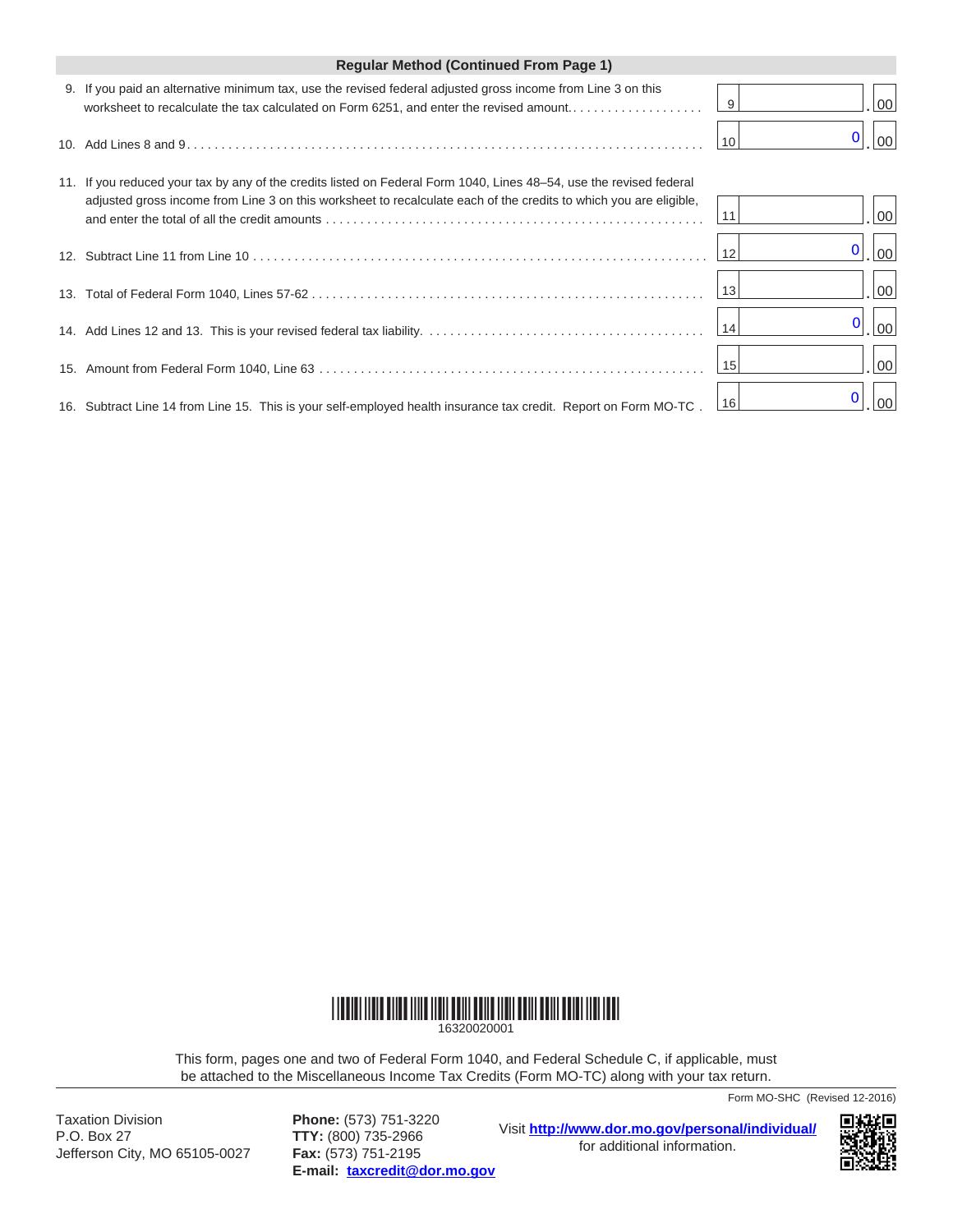## Regular Method (Continued From Page 1)

| | | |
|---|---|---|
| 9. If you paid an alternative minimum tax, use the revised federal adjusted gross income from Line 3 on this worksheet to recalculate the tax calculated on Form 6251, and enter the revised amount. | 9 | .00 |
| 10. Add Lines 8 and 9 | 10 | 0.00 |
| 11. If you reduced your tax by any of the credits listed on Federal Form 1040, Lines 48–54, use the revised federal adjusted gross income from Line 3 on this worksheet to recalculate each of the credits to which you are eligible, and enter the total of all the credit amounts | 11 | .00 |
| 12. Subtract Line 11 from Line 10 | 12 | 0.00 |
| 13. Total of Federal Form 1040, Lines 57-62 | 13 | .00 |
| 14. Add Lines 12 and 13. This is your revised federal tax liability. | 14 | 0.00 |
| 15. Amount from Federal Form 1040, Line 63 | 15 | .00 |
| 16. Subtract Line 14 from Line 15. This is your self-employed health insurance tax credit. Report on Form MO-TC | 16 | 0.00 |

16320020001

This form, pages one and two of Federal Form 1040, and Federal Schedule C, if applicable, must be attached to the Miscellaneous Income Tax Credits (Form MO-TC) along with your tax return.

Form MO-SHC (Revised 12-2016)

Taxation Division
P.O. Box 27
Jefferson City, MO 65105-0027

**Phone:** (573) 751-3220
**TTY:** (800) 735-2966
**Fax:** (573) 751-2195
**E-mail:** taxcredit@dor.mo.gov

Visit **http://www.dor.mo.gov/personal/individual/** for additional information.